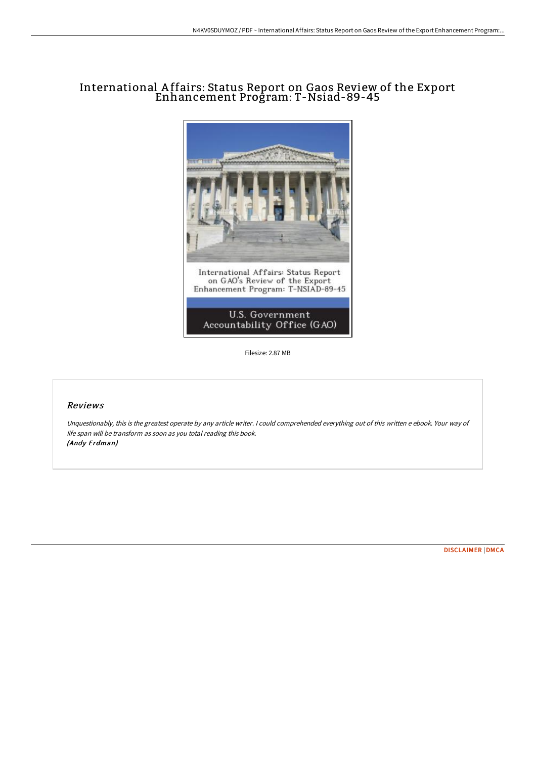# International Affairs: Status Report on Gaos Review of the Export Enhancement Program: T-Nsiad-89-45

Filesize: 2.87 MB

## *Reviews*

*Unquestionably, this is the greatest operate by any article writer. I could comprehended everything out of this written e ebook. Your way of life span will be transform as soon as you total reading this book.*
***(Andy Erdman)***

DISCLAIMER | DMCA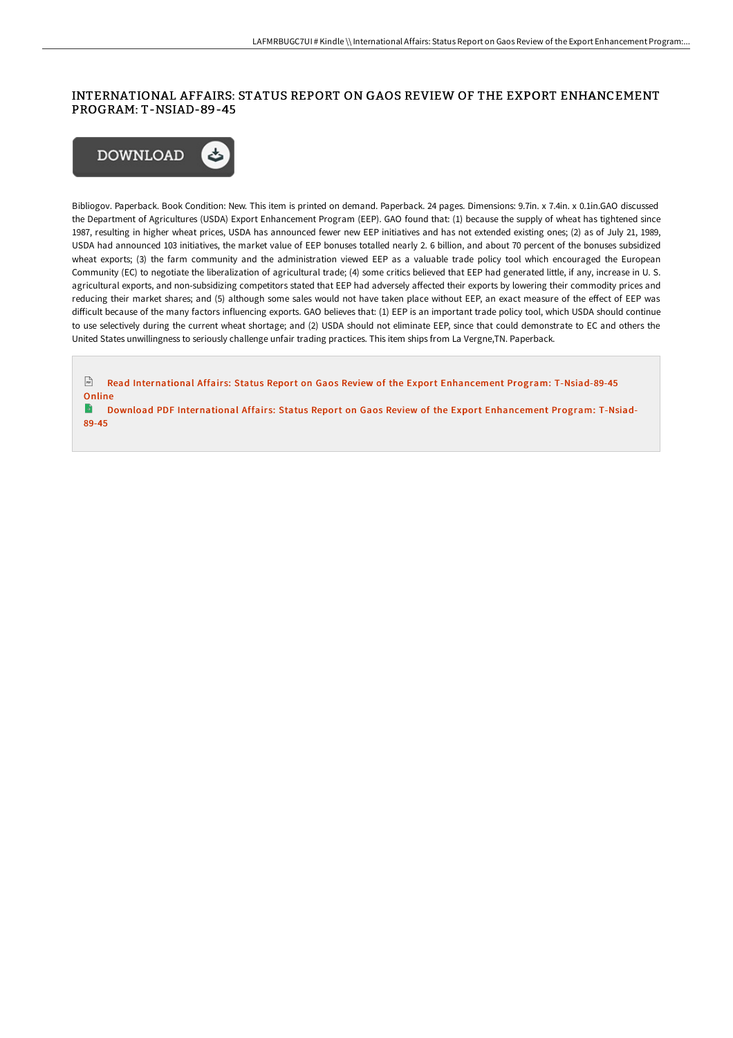# INTERNATIONAL AFFAIRS: STATUS REPORT ON GAOS REVIEW OF THE EXPORT ENHANCEMENT PROGRAM: T-NSIAD-89-45

Bibliogov. Paperback. Book Condition: New. This item is printed on demand. Paperback. 24 pages. Dimensions: 9.7in. x 7.4in. x 0.1in.GAO discussed the Department of Agricultures (USDA) Export Enhancement Program (EEP). GAO found that: (1) because the supply of wheat has tightened since 1987, resulting in higher wheat prices, USDA has announced fewer new EEP initiatives and has not extended existing ones; (2) as of July 21, 1989, USDA had announced 103 initiatives, the market value of EEP bonuses totalled nearly 2. 6 billion, and about 70 percent of the bonuses subsidized wheat exports; (3) the farm community and the administration viewed EEP as a valuable trade policy tool which encouraged the European Community (EC) to negotiate the liberalization of agricultural trade; (4) some critics believed that EEP had generated little, if any, increase in U. S. agricultural exports, and non-subsidizing competitors stated that EEP had adversely affected their exports by lowering their commodity prices and reducing their market shares; and (5) although some sales would not have taken place without EEP, an exact measure of the effect of EEP was difficult because of the many factors influencing exports. GAO believes that: (1) EEP is an important trade policy tool, which USDA should continue to use selectively during the current wheat shortage; and (2) USDA should not eliminate EEP, since that could demonstrate to EC and others the United States unwillingness to seriously challenge unfair trading practices. This item ships from La Vergne,TN. Paperback.

Read International Affairs: Status Report on Gaos Review of the Export Enhancement Program: T-Nsiad-89-45 Online

Download PDF International Affairs: Status Report on Gaos Review of the Export Enhancement Program: T-Nsiad-89-45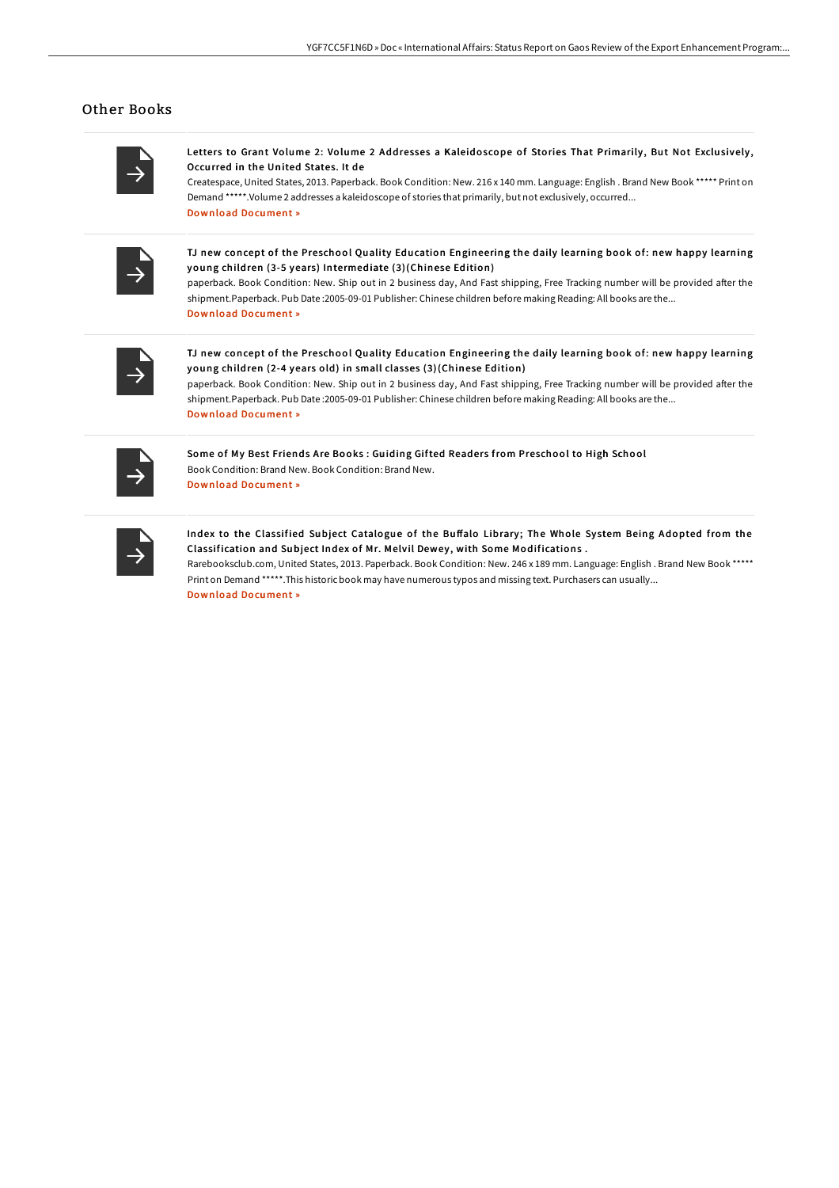## Other Books

**Letters to Grant Volume 2: Volume 2 Addresses a Kaleidoscope of Stories That Primarily, But Not Exclusively, Occurred in the United States. It de**

Createspace, United States, 2013. Paperback. Book Condition: New. 216 x 140 mm. Language: English . Brand New Book ***** Print on Demand *****.Volume 2 addresses a kaleidoscope of stories that primarily, but not exclusively, occurred...

Download Document »

**TJ new concept of the Preschool Quality Education Engineering the daily learning book of: new happy learning young children (3-5 years) Intermediate (3)(Chinese Edition)**

paperback. Book Condition: New. Ship out in 2 business day, And Fast shipping, Free Tracking number will be provided after the shipment.Paperback. Pub Date :2005-09-01 Publisher: Chinese children before making Reading: All books are the...

Download Document »

**TJ new concept of the Preschool Quality Education Engineering the daily learning book of: new happy learning young children (2-4 years old) in small classes (3)(Chinese Edition)**

paperback. Book Condition: New. Ship out in 2 business day, And Fast shipping, Free Tracking number will be provided after the shipment.Paperback. Pub Date :2005-09-01 Publisher: Chinese children before making Reading: All books are the...

Download Document »

**Some of My Best Friends Are Books : Guiding Gifted Readers from Preschool to High School**

Book Condition: Brand New. Book Condition: Brand New.

Download Document »

**Index to the Classified Subject Catalogue of the Buffalo Library; The Whole System Being Adopted from the Classification and Subject Index of Mr. Melvil Dewey, with Some Modifications .**

Rarebooksclub.com, United States, 2013. Paperback. Book Condition: New. 246 x 189 mm. Language: English . Brand New Book ***** Print on Demand *****.This historic book may have numerous typos and missing text. Purchasers can usually...

Download Document »